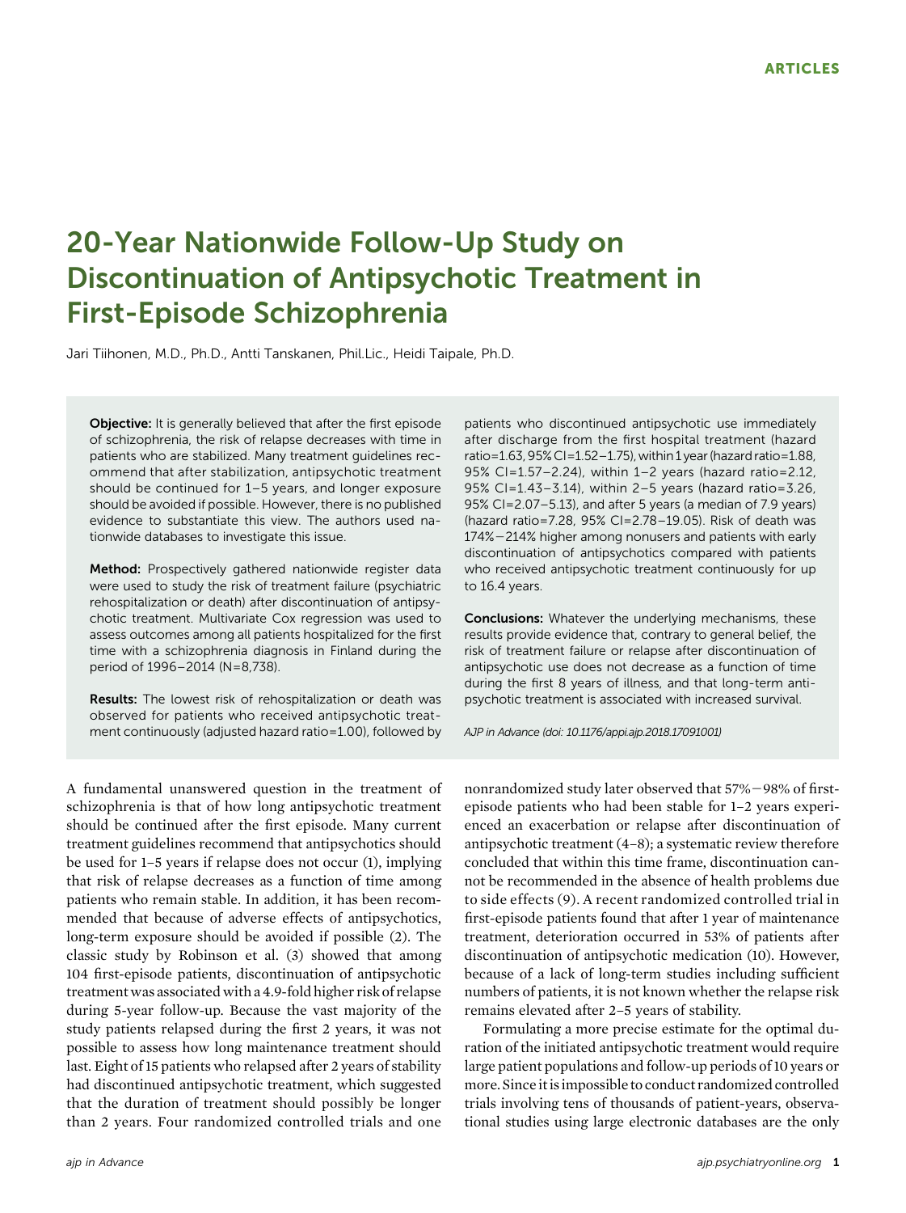ARTICLES

# 20-Year Nationwide Follow-Up Study on Discontinuation of Antipsychotic Treatment in First-Episode Schizophrenia

Jari Tiihonen, M.D., Ph.D., Antti Tanskanen, Phil.Lic., Heidi Taipale, Ph.D.

**Objective:** It is generally believed that after the first episode of schizophrenia, the risk of relapse decreases with time in patients who are stabilized. Many treatment guidelines recommend that after stabilization, antipsychotic treatment should be continued for 1–5 years, and longer exposure should be avoided if possible. However, there is no published evidence to substantiate this view. The authors used nationwide databases to investigate this issue.

**Method:** Prospectively gathered nationwide register data were used to study the risk of treatment failure (psychiatric rehospitalization or death) after discontinuation of antipsychotic treatment. Multivariate Cox regression was used to assess outcomes among all patients hospitalized for the first time with a schizophrenia diagnosis in Finland during the period of 1996–2014 (N=8,738).

**Results:** The lowest risk of rehospitalization or death was observed for patients who received antipsychotic treatment continuously (adjusted hazard ratio=1.00), followed by patients who discontinued antipsychotic use immediately after discharge from the first hospital treatment (hazard ratio=1.63, 95% CI=1.52–1.75), within 1 year (hazard ratio=1.88, 95% CI=1.57–2.24), within 1–2 years (hazard ratio=2.12, 95% CI=1.43–3.14), within 2–5 years (hazard ratio=3.26, 95% CI=2.07–5.13), and after 5 years (a median of 7.9 years) (hazard ratio=7.28, 95% CI=2.78–19.05). Risk of death was 174%−214% higher among nonusers and patients with early discontinuation of antipsychotics compared with patients who received antipsychotic treatment continuously for up to 16.4 years.

**Conclusions:** Whatever the underlying mechanisms, these results provide evidence that, contrary to general belief, the risk of treatment failure or relapse after discontinuation of antipsychotic use does not decrease as a function of time during the first 8 years of illness, and that long-term antipsychotic treatment is associated with increased survival.

*AJP in Advance (doi: 10.1176/appi.ajp.2018.17091001)*

A fundamental unanswered question in the treatment of schizophrenia is that of how long antipsychotic treatment should be continued after the first episode. Many current treatment guidelines recommend that antipsychotics should be used for 1–5 years if relapse does not occur (1), implying that risk of relapse decreases as a function of time among patients who remain stable. In addition, it has been recommended that because of adverse effects of antipsychotics, long-term exposure should be avoided if possible (2). The classic study by Robinson et al. (3) showed that among 104 first-episode patients, discontinuation of antipsychotic treatment was associated with a 4.9-fold higher risk of relapse during 5-year follow-up. Because the vast majority of the study patients relapsed during the first 2 years, it was not possible to assess how long maintenance treatment should last. Eight of 15 patients who relapsed after 2 years of stability had discontinued antipsychotic treatment, which suggested that the duration of treatment should possibly be longer than 2 years. Four randomized controlled trials and one nonrandomized study later observed that 57%−98% of first-episode patients who had been stable for 1–2 years experienced an exacerbation or relapse after discontinuation of antipsychotic treatment (4–8); a systematic review therefore concluded that within this time frame, discontinuation cannot be recommended in the absence of health problems due to side effects (9). A recent randomized controlled trial in first-episode patients found that after 1 year of maintenance treatment, deterioration occurred in 53% of patients after discontinuation of antipsychotic medication (10). However, because of a lack of long-term studies including sufficient numbers of patients, it is not known whether the relapse risk remains elevated after 2–5 years of stability.

Formulating a more precise estimate for the optimal duration of the initiated antipsychotic treatment would require large patient populations and follow-up periods of 10 years or more. Since it is impossible to conduct randomized controlled trials involving tens of thousands of patient-years, observational studies using large electronic databases are the only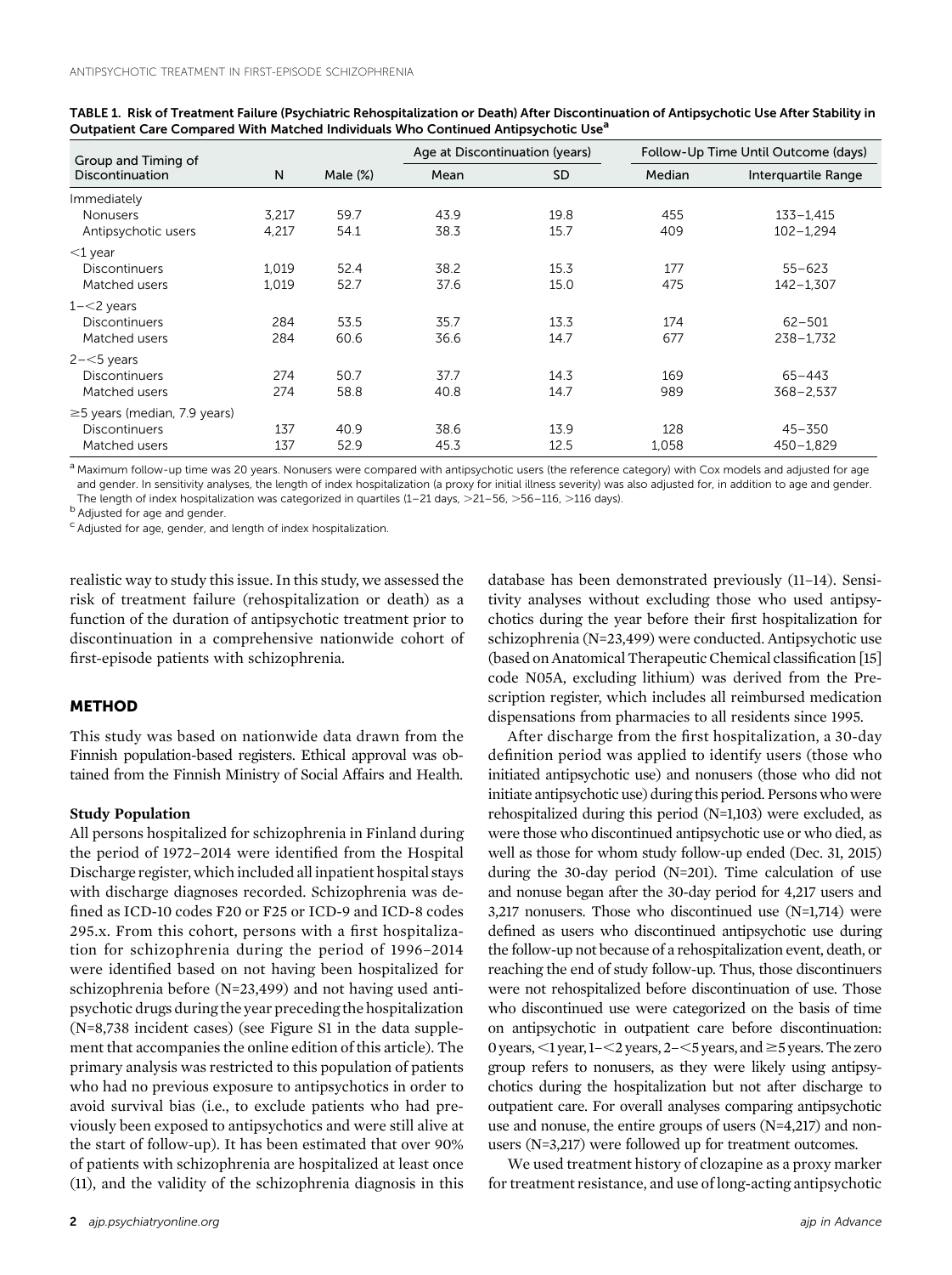TABLE 1. Risk of Treatment Failure (Psychiatric Rehospitalization or Death) After Discontinuation of Antipsychotic Use After Stability in Outpatient Care Compared With Matched Individuals Who Continued Antipsychotic Use[a]

| Group and Timing of Discontinuation | N | Male (%) | Age at Discontinuation (years) | | Follow-Up Time Until Outcome (days) | |
|---|---|---|---|---|---|---|
| | | | Mean | SD | Median | Interquartile Range |
| Immediately | | | | | | |
| Nonusers | 3,217 | 59.7 | 43.9 | 19.8 | 455 | 133–1,415 |
| Antipsychotic users | 4,217 | 54.1 | 38.3 | 15.7 | 409 | 102–1,294 |
| <1 year | | | | | | |
| Discontinuers | 1,019 | 52.4 | 38.2 | 15.3 | 177 | 55–623 |
| Matched users | 1,019 | 52.7 | 37.6 | 15.0 | 475 | 142–1,307 |
| 1–<2 years | | | | | | |
| Discontinuers | 284 | 53.5 | 35.7 | 13.3 | 174 | 62–501 |
| Matched users | 284 | 60.6 | 36.6 | 14.7 | 677 | 238–1,732 |
| 2–<5 years | | | | | | |
| Discontinuers | 274 | 50.7 | 37.7 | 14.3 | 169 | 65–443 |
| Matched users | 274 | 58.8 | 40.8 | 14.7 | 989 | 368–2,537 |
| ≥5 years (median, 7.9 years) | | | | | | |
| Discontinuers | 137 | 40.9 | 38.6 | 13.9 | 128 | 45–350 |
| Matched users | 137 | 52.9 | 45.3 | 12.5 | 1,058 | 450–1,829 |

[a] Maximum follow-up time was 20 years. Nonusers were compared with antipsychotic users (the reference category) with Cox models and adjusted for age and gender. In sensitivity analyses, the length of index hospitalization (a proxy for initial illness severity) was also adjusted for, in addition to age and gender. The length of index hospitalization was categorized in quartiles (1–21 days, >21–56, >56–116, >116 days).

[b] Adjusted for age and gender.

[c] Adjusted for age, gender, and length of index hospitalization.

realistic way to study this issue. In this study, we assessed the risk of treatment failure (rehospitalization or death) as a function of the duration of antipsychotic treatment prior to discontinuation in a comprehensive nationwide cohort of first-episode patients with schizophrenia.

## METHOD

This study was based on nationwide data drawn from the Finnish population-based registers. Ethical approval was obtained from the Finnish Ministry of Social Affairs and Health.

### Study Population

All persons hospitalized for schizophrenia in Finland during the period of 1972–2014 were identified from the Hospital Discharge register, which included all inpatient hospital stays with discharge diagnoses recorded. Schizophrenia was defined as ICD-10 codes F20 or F25 or ICD-9 and ICD-8 codes 295.x. From this cohort, persons with a first hospitalization for schizophrenia during the period of 1996–2014 were identified based on not having been hospitalized for schizophrenia before (N=23,499) and not having used antipsychotic drugs during the year preceding the hospitalization (N=8,738 incident cases) (see Figure S1 in the data supplement that accompanies the online edition of this article). The primary analysis was restricted to this population of patients who had no previous exposure to antipsychotics in order to avoid survival bias (i.e., to exclude patients who had previously been exposed to antipsychotics and were still alive at the start of follow-up). It has been estimated that over 90% of patients with schizophrenia are hospitalized at least once (11), and the validity of the schizophrenia diagnosis in this database has been demonstrated previously (11–14). Sensitivity analyses without excluding those who used antipsychotics during the year before their first hospitalization for schizophrenia (N=23,499) were conducted. Antipsychotic use (based on Anatomical Therapeutic Chemical classification [15] code N05A, excluding lithium) was derived from the Prescription register, which includes all reimbursed medication dispensations from pharmacies to all residents since 1995.

After discharge from the first hospitalization, a 30-day definition period was applied to identify users (those who initiated antipsychotic use) and nonusers (those who did not initiate antipsychotic use) during this period. Persons who were rehospitalized during this period (N=1,103) were excluded, as were those who discontinued antipsychotic use or who died, as well as those for whom study follow-up ended (Dec. 31, 2015) during the 30-day period (N=201). Time calculation of use and nonuse began after the 30-day period for 4,217 users and 3,217 nonusers. Those who discontinued use (N=1,714) were defined as users who discontinued antipsychotic use during the follow-up not because of a rehospitalization event, death, or reaching the end of study follow-up. Thus, those discontinuers were not rehospitalized before discontinuation of use. Those who discontinued use were categorized on the basis of time on antipsychotic in outpatient care before discontinuation: 0 years, <1 year, 1–<2 years, 2–<5 years, and ≥5 years. The zero group refers to nonusers, as they were likely using antipsychotics during the hospitalization but not after discharge to outpatient care. For overall analyses comparing antipsychotic use and nonuse, the entire groups of users (N=4,217) and nonusers (N=3,217) were followed up for treatment outcomes.

We used treatment history of clozapine as a proxy marker for treatment resistance, and use of long-acting antipsychotic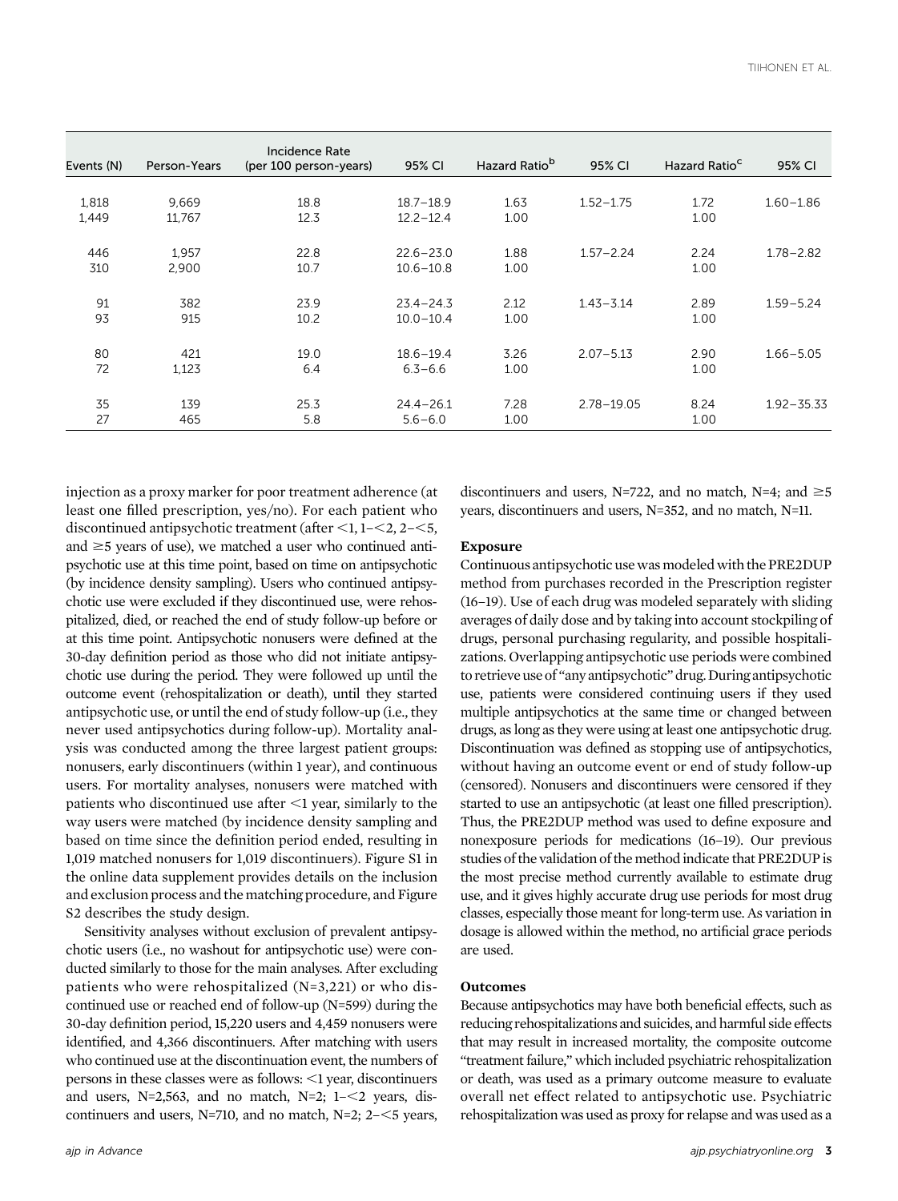| Events (N) | Person-Years | Incidence Rate (per 100 person-years) | 95% CI | Hazard Ratio[b] | 95% CI | Hazard Ratio[c] | 95% CI |
|---|---|---|---|---|---|---|---|
| 1,818 | 9,669 | 18.8 | 18.7–18.9 | 1.63 | 1.52–1.75 | 1.72 | 1.60–1.86 |
| 1,449 | 11,767 | 12.3 | 12.2–12.4 | 1.00 | | 1.00 | |
| 446 | 1,957 | 22.8 | 22.6–23.0 | 1.88 | 1.57–2.24 | 2.24 | 1.78–2.82 |
| 310 | 2,900 | 10.7 | 10.6–10.8 | 1.00 | | 1.00 | |
| 91 | 382 | 23.9 | 23.4–24.3 | 2.12 | 1.43–3.14 | 2.89 | 1.59–5.24 |
| 93 | 915 | 10.2 | 10.0–10.4 | 1.00 | | 1.00 | |
| 80 | 421 | 19.0 | 18.6–19.4 | 3.26 | 2.07–5.13 | 2.90 | 1.66–5.05 |
| 72 | 1,123 | 6.4 | 6.3–6.6 | 1.00 | | 1.00 | |
| 35 | 139 | 25.3 | 24.4–26.1 | 7.28 | 2.78–19.05 | 8.24 | 1.92–35.33 |
| 27 | 465 | 5.8 | 5.6–6.0 | 1.00 | | 1.00 | |

injection as a proxy marker for poor treatment adherence (at least one filled prescription, yes/no). For each patient who discontinued antipsychotic treatment (after <1, 1–<2, 2–<5, and ≥5 years of use), we matched a user who continued antipsychotic use at this time point, based on time on antipsychotic (by incidence density sampling). Users who continued antipsychotic use were excluded if they discontinued use, were rehospitalized, died, or reached the end of study follow-up before or at this time point. Antipsychotic nonusers were defined at the 30-day definition period as those who did not initiate antipsychotic use during the period. They were followed up until the outcome event (rehospitalization or death), until they started antipsychotic use, or until the end of study follow-up (i.e., they never used antipsychotics during follow-up). Mortality analysis was conducted among the three largest patient groups: nonusers, early discontinuers (within 1 year), and continuous users. For mortality analyses, nonusers were matched with patients who discontinued use after <1 year, similarly to the way users were matched (by incidence density sampling and based on time since the definition period ended, resulting in 1,019 matched nonusers for 1,019 discontinuers). Figure S1 in the online data supplement provides details on the inclusion and exclusion process and the matching procedure, and Figure S2 describes the study design.

Sensitivity analyses without exclusion of prevalent antipsychotic users (i.e., no washout for antipsychotic use) were conducted similarly to those for the main analyses. After excluding patients who were rehospitalized (N=3,221) or who discontinued use or reached end of follow-up (N=599) during the 30-day definition period, 15,220 users and 4,459 nonusers were identified, and 4,366 discontinuers. After matching with users who continued use at the discontinuation event, the numbers of persons in these classes were as follows: <1 year, discontinuers and users, N=2,563, and no match, N=2; 1–<2 years, discontinuers and users, N=710, and no match, N=2; 2–<5 years, discontinuers and users, N=722, and no match, N=4; and ≥5 years, discontinuers and users, N=352, and no match, N=11.

### Exposure

Continuous antipsychotic use was modeled with the PRE2DUP method from purchases recorded in the Prescription register (16–19). Use of each drug was modeled separately with sliding averages of daily dose and by taking into account stockpiling of drugs, personal purchasing regularity, and possible hospitalizations. Overlapping antipsychotic use periods were combined to retrieve use of "any antipsychotic" drug. During antipsychotic use, patients were considered continuing users if they used multiple antipsychotics at the same time or changed between drugs, as long as they were using at least one antipsychotic drug. Discontinuation was defined as stopping use of antipsychotics, without having an outcome event or end of study follow-up (censored). Nonusers and discontinuers were censored if they started to use an antipsychotic (at least one filled prescription). Thus, the PRE2DUP method was used to define exposure and nonexposure periods for medications (16–19). Our previous studies of the validation of the method indicate that PRE2DUP is the most precise method currently available to estimate drug use, and it gives highly accurate drug use periods for most drug classes, especially those meant for long-term use. As variation in dosage is allowed within the method, no artificial grace periods are used.

### Outcomes

Because antipsychotics may have both beneficial effects, such as reducing rehospitalizations and suicides, and harmful side effects that may result in increased mortality, the composite outcome "treatment failure," which included psychiatric rehospitalization or death, was used as a primary outcome measure to evaluate overall net effect related to antipsychotic use. Psychiatric rehospitalization was used as proxy for relapse and was used as a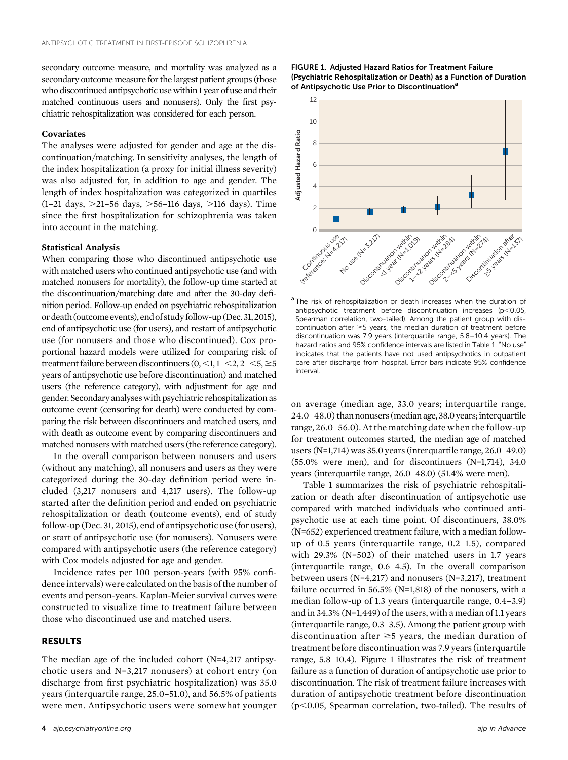secondary outcome measure, and mortality was analyzed as a secondary outcome measure for the largest patient groups (those who discontinued antipsychotic use within 1 year of use and their matched continuous users and nonusers). Only the first psychiatric rehospitalization was considered for each person.

### Covariates

The analyses were adjusted for gender and age at the discontinuation/matching. In sensitivity analyses, the length of the index hospitalization (a proxy for initial illness severity) was also adjusted for, in addition to age and gender. The length of index hospitalization was categorized in quartiles (1–21 days, >21–56 days, >56–116 days, >116 days). Time since the first hospitalization for schizophrenia was taken into account in the matching.

### Statistical Analysis

When comparing those who discontinued antipsychotic use with matched users who continued antipsychotic use (and with matched nonusers for mortality), the follow-up time started at the discontinuation/matching date and after the 30-day definition period. Follow-up ended on psychiatric rehospitalization or death (outcome events), end of study follow-up (Dec. 31, 2015), end of antipsychotic use (for users), and restart of antipsychotic use (for nonusers and those who discontinued). Cox proportional hazard models were utilized for comparing risk of treatment failure between discontinuers (0, <1, 1–<2, 2–<5, ≥5 years of antipsychotic use before discontinuation) and matched users (the reference category), with adjustment for age and gender. Secondary analyses with psychiatric rehospitalization as outcome event (censoring for death) were conducted by comparing the risk between discontinuers and matched users, and with death as outcome event by comparing discontinuers and matched nonusers with matched users (the reference category).

In the overall comparison between nonusers and users (without any matching), all nonusers and users as they were categorized during the 30-day definition period were included (3,217 nonusers and 4,217 users). The follow-up started after the definition period and ended on psychiatric rehospitalization or death (outcome events), end of study follow-up (Dec. 31, 2015), end of antipsychotic use (for users), or start of antipsychotic use (for nonusers). Nonusers were compared with antipsychotic users (the reference category) with Cox models adjusted for age and gender.

Incidence rates per 100 person-years (with 95% confidence intervals) were calculated on the basis of the number of events and person-years. Kaplan-Meier survival curves were constructed to visualize time to treatment failure between those who discontinued use and matched users.

## RESULTS

The median age of the included cohort (N=4,217 antipsychotic users and N=3,217 nonusers) at cohort entry (on discharge from first psychiatric hospitalization) was 35.0 years (interquartile range, 25.0–51.0), and 56.5% of patients were men. Antipsychotic users were somewhat younger on average (median age, 33.0 years; interquartile range, 24.0–48.0) than nonusers (median age, 38.0 years; interquartile range, 26.0–56.0). At the matching date when the follow-up for treatment outcomes started, the median age of matched users (N=1,714) was 35.0 years (interquartile range, 26.0–49.0) (55.0% were men), and for discontinuers (N=1,714), 34.0 years (interquartile range, 26.0–48.0) (51.4% were men).

Table 1 summarizes the risk of psychiatric rehospitalization or death after discontinuation of antipsychotic use compared with matched individuals who continued antipsychotic use at each time point. Of discontinuers, 38.0% (N=652) experienced treatment failure, with a median follow-up of 0.5 years (interquartile range, 0.2–1.5), compared with 29.3% (N=502) of their matched users in 1.7 years (interquartile range, 0.6–4.5). In the overall comparison between users (N=4,217) and nonusers (N=3,217), treatment failure occurred in 56.5% (N=1,818) of the nonusers, with a median follow-up of 1.3 years (interquartile range, 0.4–3.9) and in 34.3% (N=1,449) of the users, with a median of 1.1 years (interquartile range, 0.3–3.5). Among the patient group with discontinuation after ≥5 years, the median duration of treatment before discontinuation was 7.9 years (interquartile range, 5.8–10.4). Figure 1 illustrates the risk of treatment failure as a function of duration of antipsychotic use prior to discontinuation. The risk of treatment failure increases with duration of antipsychotic treatment before discontinuation ($p<0.05$, Spearman correlation, two-tailed). The results of

**FIGURE 1. Adjusted Hazard Ratios for Treatment Failure (Psychiatric Rehospitalization or Death) as a Function of Duration of Antipsychotic Use Prior to Discontinuation[a]**

[a] The risk of rehospitalization or death increases when the duration of antipsychotic treatment before discontinuation increases ($p<0.05$, Spearman correlation, two-tailed). Among the patient group with discontinuation after ≥5 years, the median duration of treatment before discontinuation was 7.9 years (interquartile range, 5.8–10.4 years). The hazard ratios and 95% confidence intervals are listed in Table 1. "No use" indicates that the patients have not used antipsychotics in outpatient care after discharge from hospital. Error bars indicate 95% confidence interval.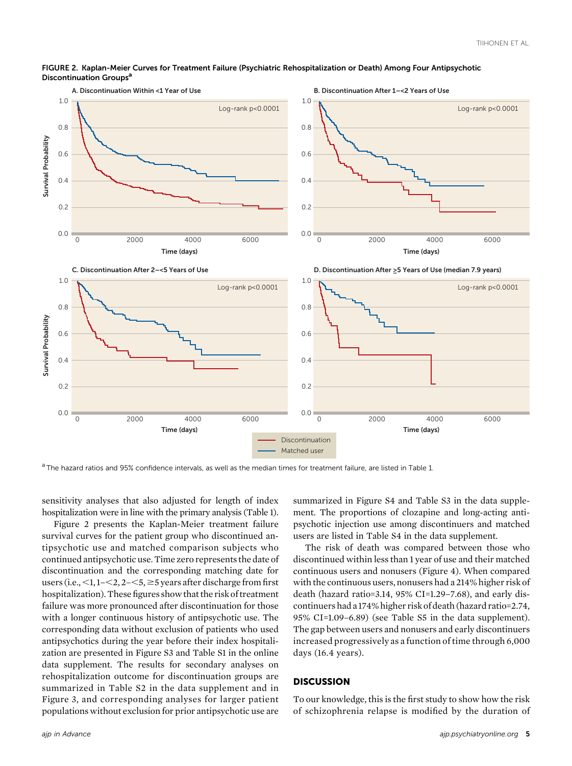FIGURE 2. Kaplan-Meier Curves for Treatment Failure (Psychiatric Rehospitalization or Death) Among Four Antipsychotic Discontinuation Groups[a]

[a] The hazard ratios and 95% confidence intervals, as well as the median times for treatment failure, are listed in Table 1.

sensitivity analyses that also adjusted for length of index hospitalization were in line with the primary analysis (Table 1).

Figure 2 presents the Kaplan-Meier treatment failure survival curves for the patient group who discontinued antipsychotic use and matched comparison subjects who continued antipsychotic use. Time zero represents the date of discontinuation and the corresponding matching date for users (i.e., <1, 1–<2, 2–<5, ≥5 years after discharge from first hospitalization). These figures show that the risk of treatment failure was more pronounced after discontinuation for those with a longer continuous history of antipsychotic use. The corresponding data without exclusion of patients who used antipsychotics during the year before their index hospitalization are presented in Figure S3 and Table S1 in the online data supplement. The results for secondary analyses on rehospitalization outcome for discontinuation groups are summarized in Table S2 in the data supplement and in Figure 3, and corresponding analyses for larger patient populations without exclusion for prior antipsychotic use are summarized in Figure S4 and Table S3 in the data supplement. The proportions of clozapine and long-acting antipsychotic injection use among discontinuers and matched users are listed in Table S4 in the data supplement.

The risk of death was compared between those who discontinued within less than 1 year of use and their matched continuous users and nonusers (Figure 4). When compared with the continuous users, nonusers had a 214% higher risk of death (hazard ratio=3.14, 95% CI=1.29–7.68), and early discontinuers had a 174% higher risk of death (hazard ratio=2.74, 95% CI=1.09–6.89) (see Table S5 in the data supplement). The gap between users and nonusers and early discontinuers increased progressively as a function of time through 6,000 days (16.4 years).

## DISCUSSION

To our knowledge, this is the first study to show how the risk of schizophrenia relapse is modified by the duration of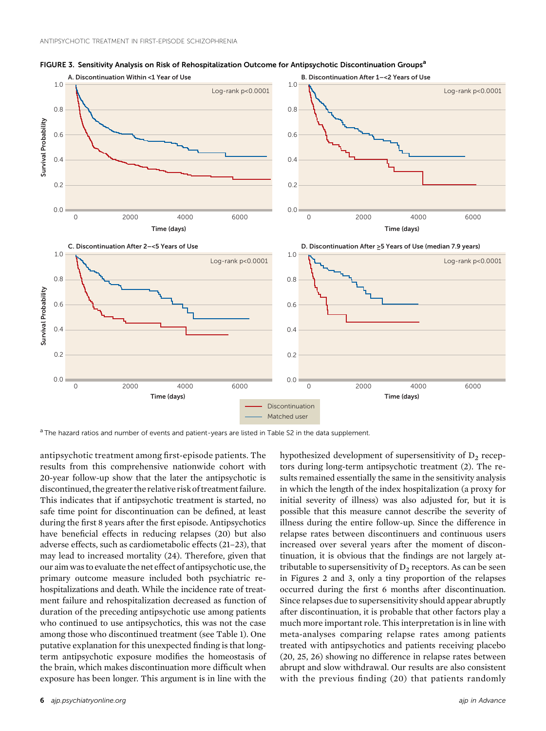**FIGURE 3. Sensitivity Analysis on Risk of Rehospitalization Outcome for Antipsychotic Discontinuation Groups[a]**

[a] The hazard ratios and number of events and patient-years are listed in Table S2 in the data supplement.

antipsychotic treatment among first-episode patients. The results from this comprehensive nationwide cohort with 20-year follow-up show that the later the antipsychotic is discontinued, the greater the relative risk of treatment failure. This indicates that if antipsychotic treatment is started, no safe time point for discontinuation can be defined, at least during the first 8 years after the first episode. Antipsychotics have beneficial effects in reducing relapses (20) but also adverse effects, such as cardiometabolic effects (21–23), that may lead to increased mortality (24). Therefore, given that our aim was to evaluate the net effect of antipsychotic use, the primary outcome measure included both psychiatric rehospitalizations and death. While the incidence rate of treatment failure and rehospitalization decreased as function of duration of the preceding antipsychotic use among patients who continued to use antipsychotics, this was not the case among those who discontinued treatment (see Table 1). One putative explanation for this unexpected finding is that long-term antipsychotic exposure modifies the homeostasis of the brain, which makes discontinuation more difficult when exposure has been longer. This argument is in line with the hypothesized development of supersensitivity of $D_2$ receptors during long-term antipsychotic treatment (2). The results remained essentially the same in the sensitivity analysis in which the length of the index hospitalization (a proxy for initial severity of illness) was also adjusted for, but it is possible that this measure cannot describe the severity of illness during the entire follow-up. Since the difference in relapse rates between discontinuers and continuous users increased over several years after the moment of discontinuation, it is obvious that the findings are not largely attributable to supersensitivity of $D_2$ receptors. As can be seen in Figures 2 and 3, only a tiny proportion of the relapses occurred during the first 6 months after discontinuation. Since relapses due to supersensitivity should appear abruptly after discontinuation, it is probable that other factors play a much more important role. This interpretation is in line with meta-analyses comparing relapse rates among patients treated with antipsychotics and patients receiving placebo (20, 25, 26) showing no difference in relapse rates between abrupt and slow withdrawal. Our results are also consistent with the previous finding (20) that patients randomly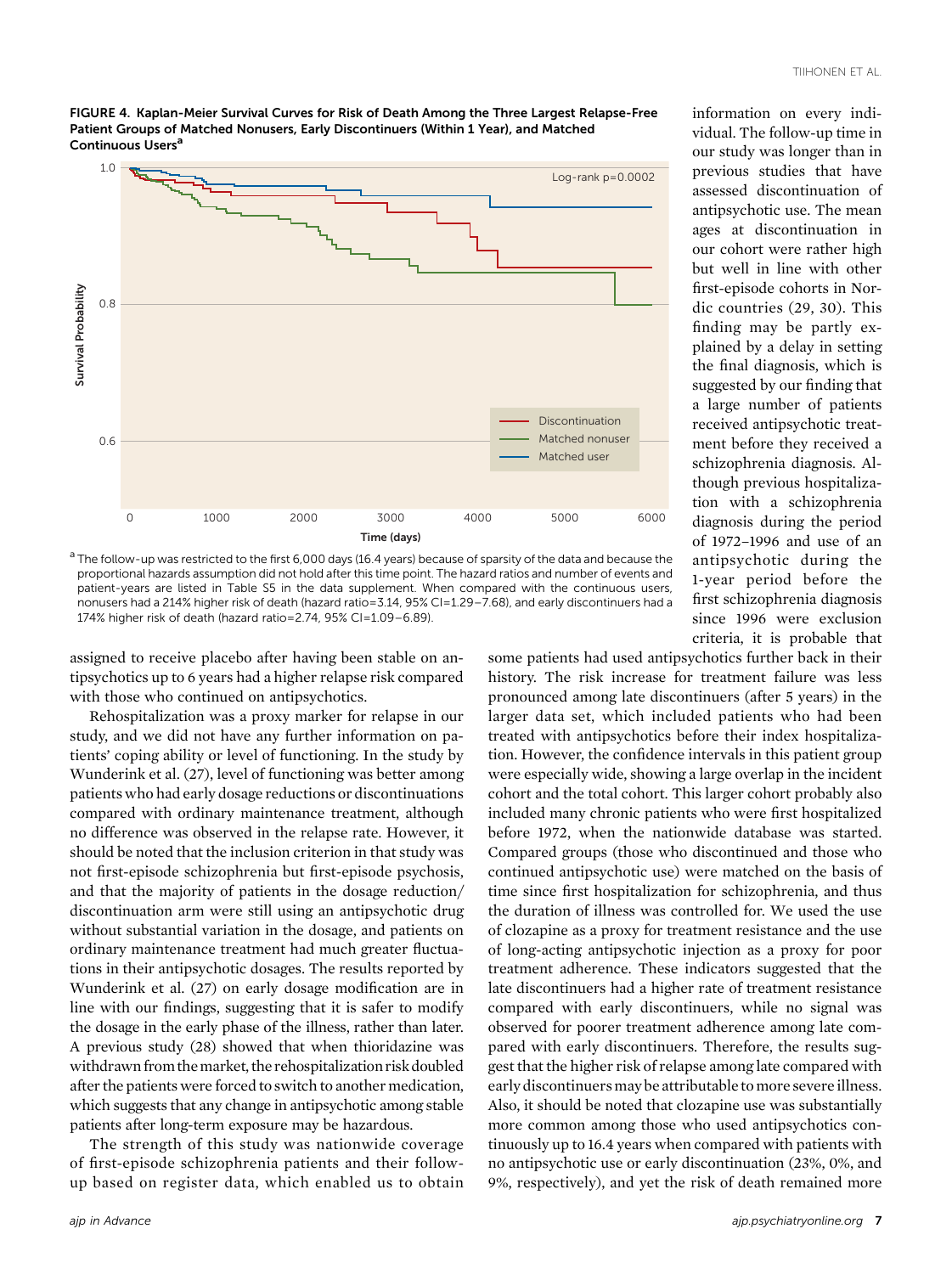**FIGURE 4. Kaplan-Meier Survival Curves for Risk of Death Among the Three Largest Relapse-Free Patient Groups of Matched Nonusers, Early Discontinuers (Within 1 Year), and Matched Continuous Users**[a]

[a] The follow-up was restricted to the first 6,000 days (16.4 years) because of sparsity of the data and because the proportional hazards assumption did not hold after this time point. The hazard ratios and number of events and patient-years are listed in Table S5 in the data supplement. When compared with the continuous users, nonusers had a 214% higher risk of death (hazard ratio=3.14, 95% CI=1.29–7.68), and early discontinuers had a 174% higher risk of death (hazard ratio=2.74, 95% CI=1.09–6.89).

assigned to receive placebo after having been stable on antipsychotics up to 6 years had a higher relapse risk compared with those who continued on antipsychotics.

Rehospitalization was a proxy marker for relapse in our study, and we did not have any further information on patients' coping ability or level of functioning. In the study by Wunderink et al. (27), level of functioning was better among patients who had early dosage reductions or discontinuations compared with ordinary maintenance treatment, although no difference was observed in the relapse rate. However, it should be noted that the inclusion criterion in that study was not first-episode schizophrenia but first-episode psychosis, and that the majority of patients in the dosage reduction/discontinuation arm were still using an antipsychotic drug without substantial variation in the dosage, and patients on ordinary maintenance treatment had much greater fluctuations in their antipsychotic dosages. The results reported by Wunderink et al. (27) on early dosage modification are in line with our findings, suggesting that it is safer to modify the dosage in the early phase of the illness, rather than later. A previous study (28) showed that when thioridazine was withdrawn from the market, the rehospitalization risk doubled after the patients were forced to switch to another medication, which suggests that any change in antipsychotic among stable patients after long-term exposure may be hazardous.

The strength of this study was nationwide coverage of first-episode schizophrenia patients and their follow-up based on register data, which enabled us to obtain information on every individual. The follow-up time in our study was longer than in previous studies that have assessed discontinuation of antipsychotic use. The mean ages at discontinuation in our cohort were rather high but well in line with other first-episode cohorts in Nordic countries (29, 30). This finding may be partly explained by a delay in setting the final diagnosis, which is suggested by our finding that a large number of patients received antipsychotic treatment before they received a schizophrenia diagnosis. Although previous hospitalization with a schizophrenia diagnosis during the period of 1972–1996 and use of an antipsychotic during the 1-year period before the first schizophrenia diagnosis since 1996 were exclusion criteria, it is probable that some patients had used antipsychotics further back in their history. The risk increase for treatment failure was less pronounced among late discontinuers (after 5 years) in the larger data set, which included patients who had been treated with antipsychotics before their index hospitalization. However, the confidence intervals in this patient group were especially wide, showing a large overlap in the incident cohort and the total cohort. This larger cohort probably also included many chronic patients who were first hospitalized before 1972, when the nationwide database was started. Compared groups (those who discontinued and those who continued antipsychotic use) were matched on the basis of time since first hospitalization for schizophrenia, and thus the duration of illness was controlled for. We used the use of clozapine as a proxy for treatment resistance and the use of long-acting antipsychotic injection as a proxy for poor treatment adherence. These indicators suggested that the late discontinuers had a higher rate of treatment resistance compared with early discontinuers, while no signal was observed for poorer treatment adherence among late compared with early discontinuers. Therefore, the results suggest that the higher risk of relapse among late compared with early discontinuers may be attributable to more severe illness. Also, it should be noted that clozapine use was substantially more common among those who used antipsychotics continuously up to 16.4 years when compared with patients with no antipsychotic use or early discontinuation (23%, 0%, and 9%, respectively), and yet the risk of death remained more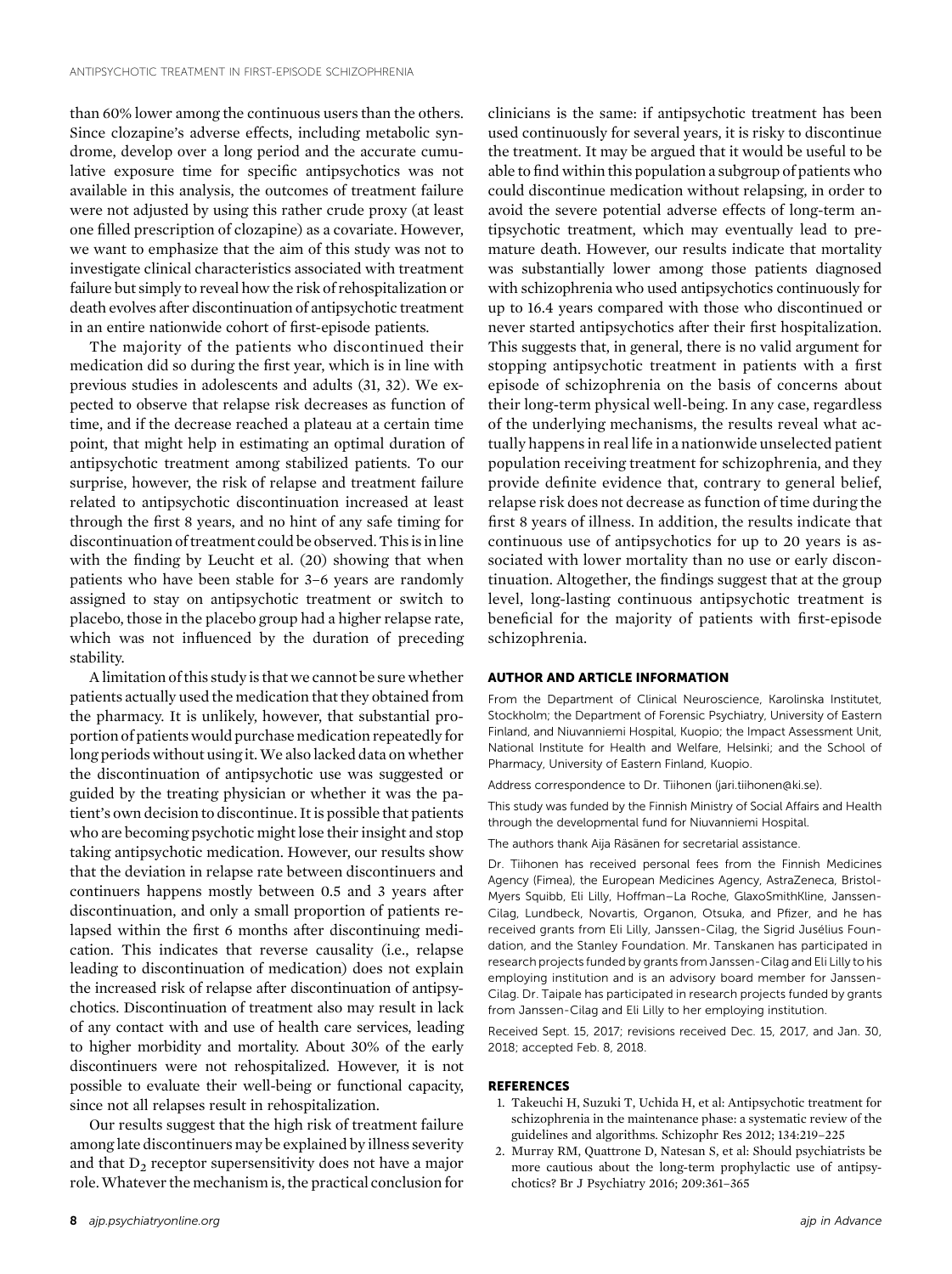than 60% lower among the continuous users than the others. Since clozapine's adverse effects, including metabolic syndrome, develop over a long period and the accurate cumulative exposure time for specific antipsychotics was not available in this analysis, the outcomes of treatment failure were not adjusted by using this rather crude proxy (at least one filled prescription of clozapine) as a covariate. However, we want to emphasize that the aim of this study was not to investigate clinical characteristics associated with treatment failure but simply to reveal how the risk of rehospitalization or death evolves after discontinuation of antipsychotic treatment in an entire nationwide cohort of first-episode patients.

The majority of the patients who discontinued their medication did so during the first year, which is in line with previous studies in adolescents and adults (31, 32). We expected to observe that relapse risk decreases as function of time, and if the decrease reached a plateau at a certain time point, that might help in estimating an optimal duration of antipsychotic treatment among stabilized patients. To our surprise, however, the risk of relapse and treatment failure related to antipsychotic discontinuation increased at least through the first 8 years, and no hint of any safe timing for discontinuation of treatment could be observed. This is in line with the finding by Leucht et al. (20) showing that when patients who have been stable for 3–6 years are randomly assigned to stay on antipsychotic treatment or switch to placebo, those in the placebo group had a higher relapse rate, which was not influenced by the duration of preceding stability.

A limitation of this study is that we cannot be sure whether patients actually used the medication that they obtained from the pharmacy. It is unlikely, however, that substantial proportion of patients would purchase medication repeatedly for long periods without using it. We also lacked data on whether the discontinuation of antipsychotic use was suggested or guided by the treating physician or whether it was the patient's own decision to discontinue. It is possible that patients who are becoming psychotic might lose their insight and stop taking antipsychotic medication. However, our results show that the deviation in relapse rate between discontinuers and continuers happens mostly between 0.5 and 3 years after discontinuation, and only a small proportion of patients relapsed within the first 6 months after discontinuing medication. This indicates that reverse causality (i.e., relapse leading to discontinuation of medication) does not explain the increased risk of relapse after discontinuation of antipsychotics. Discontinuation of treatment also may result in lack of any contact with and use of health care services, leading to higher morbidity and mortality. About 30% of the early discontinuers were not rehospitalized. However, it is not possible to evaluate their well-being or functional capacity, since not all relapses result in rehospitalization.

Our results suggest that the high risk of treatment failure among late discontinuers may be explained by illness severity and that $D_2$ receptor supersensitivity does not have a major role. Whatever the mechanism is, the practical conclusion for clinicians is the same: if antipsychotic treatment has been used continuously for several years, it is risky to discontinue the treatment. It may be argued that it would be useful to be able to find within this population a subgroup of patients who could discontinue medication without relapsing, in order to avoid the severe potential adverse effects of long-term antipsychotic treatment, which may eventually lead to premature death. However, our results indicate that mortality was substantially lower among those patients diagnosed with schizophrenia who used antipsychotics continuously for up to 16.4 years compared with those who discontinued or never started antipsychotics after their first hospitalization. This suggests that, in general, there is no valid argument for stopping antipsychotic treatment in patients with a first episode of schizophrenia on the basis of concerns about their long-term physical well-being. In any case, regardless of the underlying mechanisms, the results reveal what actually happens in real life in a nationwide unselected patient population receiving treatment for schizophrenia, and they provide definite evidence that, contrary to general belief, relapse risk does not decrease as function of time during the first 8 years of illness. In addition, the results indicate that continuous use of antipsychotics for up to 20 years is associated with lower mortality than no use or early discontinuation. Altogether, the findings suggest that at the group level, long-lasting continuous antipsychotic treatment is beneficial for the majority of patients with first-episode schizophrenia.

## AUTHOR AND ARTICLE INFORMATION

From the Department of Clinical Neuroscience, Karolinska Institutet, Stockholm; the Department of Forensic Psychiatry, University of Eastern Finland, and Niuvanniemi Hospital, Kuopio; the Impact Assessment Unit, National Institute for Health and Welfare, Helsinki; and the School of Pharmacy, University of Eastern Finland, Kuopio.

Address correspondence to Dr. Tiihonen (jari.tiihonen@ki.se).

This study was funded by the Finnish Ministry of Social Affairs and Health through the developmental fund for Niuvanniemi Hospital.

The authors thank Aija Räsänen for secretarial assistance.

Dr. Tiihonen has received personal fees from the Finnish Medicines Agency (Fimea), the European Medicines Agency, AstraZeneca, Bristol-Myers Squibb, Eli Lilly, Hoffman–La Roche, GlaxoSmithKline, Janssen-Cilag, Lundbeck, Novartis, Organon, Otsuka, and Pfizer, and he has received grants from Eli Lilly, Janssen-Cilag, the Sigrid Jusélius Foundation, and the Stanley Foundation. Mr. Tanskanen has participated in research projects funded by grants from Janssen-Cilag and Eli Lilly to his employing institution and is an advisory board member for Janssen-Cilag. Dr. Taipale has participated in research projects funded by grants from Janssen-Cilag and Eli Lilly to her employing institution.

Received Sept. 15, 2017; revisions received Dec. 15, 2017, and Jan. 30, 2018; accepted Feb. 8, 2018.

## REFERENCES

1. Takeuchi H, Suzuki T, Uchida H, et al: Antipsychotic treatment for schizophrenia in the maintenance phase: a systematic review of the guidelines and algorithms. Schizophr Res 2012; 134:219–225
2. Murray RM, Quattrone D, Natesan S, et al: Should psychiatrists be more cautious about the long-term prophylactic use of antipsychotics? Br J Psychiatry 2016; 209:361–365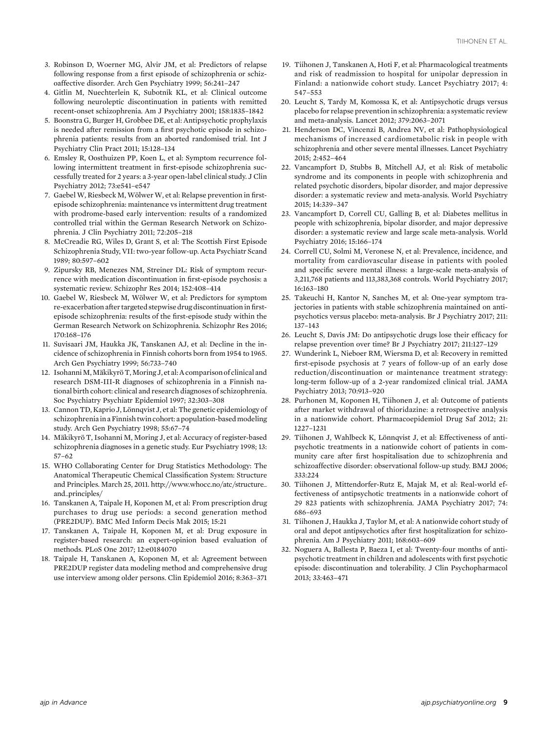3. Robinson D, Woerner MG, Alvir JM, et al: Predictors of relapse following response from a first episode of schizophrenia or schizoaffective disorder. Arch Gen Psychiatry 1999; 56:241–247
4. Gitlin M, Nuechterlein K, Subotnik KL, et al: Clinical outcome following neuroleptic discontinuation in patients with remitted recent-onset schizophrenia. Am J Psychiatry 2001; 158:1835–1842
5. Boonstra G, Burger H, Grobbee DE, et al: Antipsychotic prophylaxis is needed after remission from a first psychotic episode in schizophrenia patients: results from an aborted randomised trial. Int J Psychiatry Clin Pract 2011; 15:128–134
6. Emsley R, Oosthuizen PP, Koen L, et al: Symptom recurrence following intermittent treatment in first-episode schizophrenia successfully treated for 2 years: a 3-year open-label clinical study. J Clin Psychiatry 2012; 73:e541–e547
7. Gaebel W, Riesbeck M, Wölwer W, et al: Relapse prevention in first-episode schizophrenia: maintenance vs intermittent drug treatment with prodrome-based early intervention: results of a randomized controlled trial within the German Research Network on Schizophrenia. J Clin Psychiatry 2011; 72:205–218
8. McCreadie RG, Wiles D, Grant S, et al: The Scottish First Episode Schizophrenia Study, VII: two-year follow-up. Acta Psychiatr Scand 1989; 80:597–602
9. Zipursky RB, Menezes NM, Streiner DL: Risk of symptom recurrence with medication discontinuation in first-episode psychosis: a systematic review. Schizophr Res 2014; 152:408–414
10. Gaebel W, Riesbeck M, Wölwer W, et al: Predictors for symptom re-exacerbation after targeted stepwise drug discontinuation in first-episode schizophrenia: results of the first-episode study within the German Research Network on Schizophrenia. Schizophr Res 2016; 170:168–176
11. Suvisaari JM, Haukka JK, Tanskanen AJ, et al: Decline in the incidence of schizophrenia in Finnish cohorts born from 1954 to 1965. Arch Gen Psychiatry 1999; 56:733–740
12. Isohanni M, Mäkikyrö T, Moring J, et al: A comparison of clinical and research DSM-III-R diagnoses of schizophrenia in a Finnish national birth cohort: clinical and research diagnoses of schizophrenia. Soc Psychiatry Psychiatr Epidemiol 1997; 32:303–308
13. Cannon TD, Kaprio J, Lönnqvist J, et al: The genetic epidemiology of schizophrenia in a Finnish twin cohort: a population-based modeling study. Arch Gen Psychiatry 1998; 55:67–74
14. Mäkikyrö T, Isohanni M, Moring J, et al: Accuracy of register-based schizophrenia diagnoses in a genetic study. Eur Psychiatry 1998; 13: 57–62
15. WHO Collaborating Center for Drug Statistics Methodology: The Anatomical Therapeutic Chemical Classification System: Structure and Principles. March 25, 2011. http://www.whocc.no/atc/structure_and_principles/
16. Tanskanen A, Taipale H, Koponen M, et al: From prescription drug purchases to drug use periods: a second generation method (PRE2DUP). BMC Med Inform Decis Mak 2015; 15:21
17. Tanskanen A, Taipale H, Koponen M, et al: Drug exposure in register-based research: an expert-opinion based evaluation of methods. PLoS One 2017; 12:e0184070
18. Taipale H, Tanskanen A, Koponen M, et al: Agreement between PRE2DUP register data modeling method and comprehensive drug use interview among older persons. Clin Epidemiol 2016; 8:363–371
19. Tiihonen J, Tanskanen A, Hoti F, et al: Pharmacological treatments and risk of readmission to hospital for unipolar depression in Finland: a nationwide cohort study. Lancet Psychiatry 2017; 4: 547–553
20. Leucht S, Tardy M, Komossa K, et al: Antipsychotic drugs versus placebo for relapse prevention in schizophrenia: a systematic review and meta-analysis. Lancet 2012; 379:2063–2071
21. Henderson DC, Vincenzi B, Andrea NV, et al: Pathophysiological mechanisms of increased cardiometabolic risk in people with schizophrenia and other severe mental illnesses. Lancet Psychiatry 2015; 2:452–464
22. Vancampfort D, Stubbs B, Mitchell AJ, et al: Risk of metabolic syndrome and its components in people with schizophrenia and related psychotic disorders, bipolar disorder, and major depressive disorder: a systematic review and meta-analysis. World Psychiatry 2015; 14:339–347
23. Vancampfort D, Correll CU, Galling B, et al: Diabetes mellitus in people with schizophrenia, bipolar disorder, and major depressive disorder: a systematic review and large scale meta-analysis. World Psychiatry 2016; 15:166–174
24. Correll CU, Solmi M, Veronese N, et al: Prevalence, incidence, and mortality from cardiovascular disease in patients with pooled and specific severe mental illness: a large-scale meta-analysis of 3,211,768 patients and 113,383,368 controls. World Psychiatry 2017; 16:163–180
25. Takeuchi H, Kantor N, Sanches M, et al: One-year symptom trajectories in patients with stable schizophrenia maintained on antipsychotics versus placebo: meta-analysis. Br J Psychiatry 2017; 211: 137–143
26. Leucht S, Davis JM: Do antipsychotic drugs lose their efficacy for relapse prevention over time? Br J Psychiatry 2017; 211:127–129
27. Wunderink L, Nieboer RM, Wiersma D, et al: Recovery in remitted first-episode psychosis at 7 years of follow-up of an early dose reduction/discontinuation or maintenance treatment strategy: long-term follow-up of a 2-year randomized clinical trial. JAMA Psychiatry 2013; 70:913–920
28. Purhonen M, Koponen H, Tiihonen J, et al: Outcome of patients after market withdrawal of thioridazine: a retrospective analysis in a nationwide cohort. Pharmacoepidemiol Drug Saf 2012; 21: 1227–1231
29. Tiihonen J, Wahlbeck K, Lönnqvist J, et al: Effectiveness of antipsychotic treatments in a nationwide cohort of patients in community care after first hospitalisation due to schizophrenia and schizoaffective disorder: observational follow-up study. BMJ 2006; 333:224
30. Tiihonen J, Mittendorfer-Rutz E, Majak M, et al: Real-world effectiveness of antipsychotic treatments in a nationwide cohort of 29 823 patients with schizophrenia. JAMA Psychiatry 2017; 74: 686–693
31. Tiihonen J, Haukka J, Taylor M, et al: A nationwide cohort study of oral and depot antipsychotics after first hospitalization for schizophrenia. Am J Psychiatry 2011; 168:603–609
32. Noguera A, Ballesta P, Baeza I, et al: Twenty-four months of antipsychotic treatment in children and adolescents with first psychotic episode: discontinuation and tolerability. J Clin Psychopharmacol 2013; 33:463–471